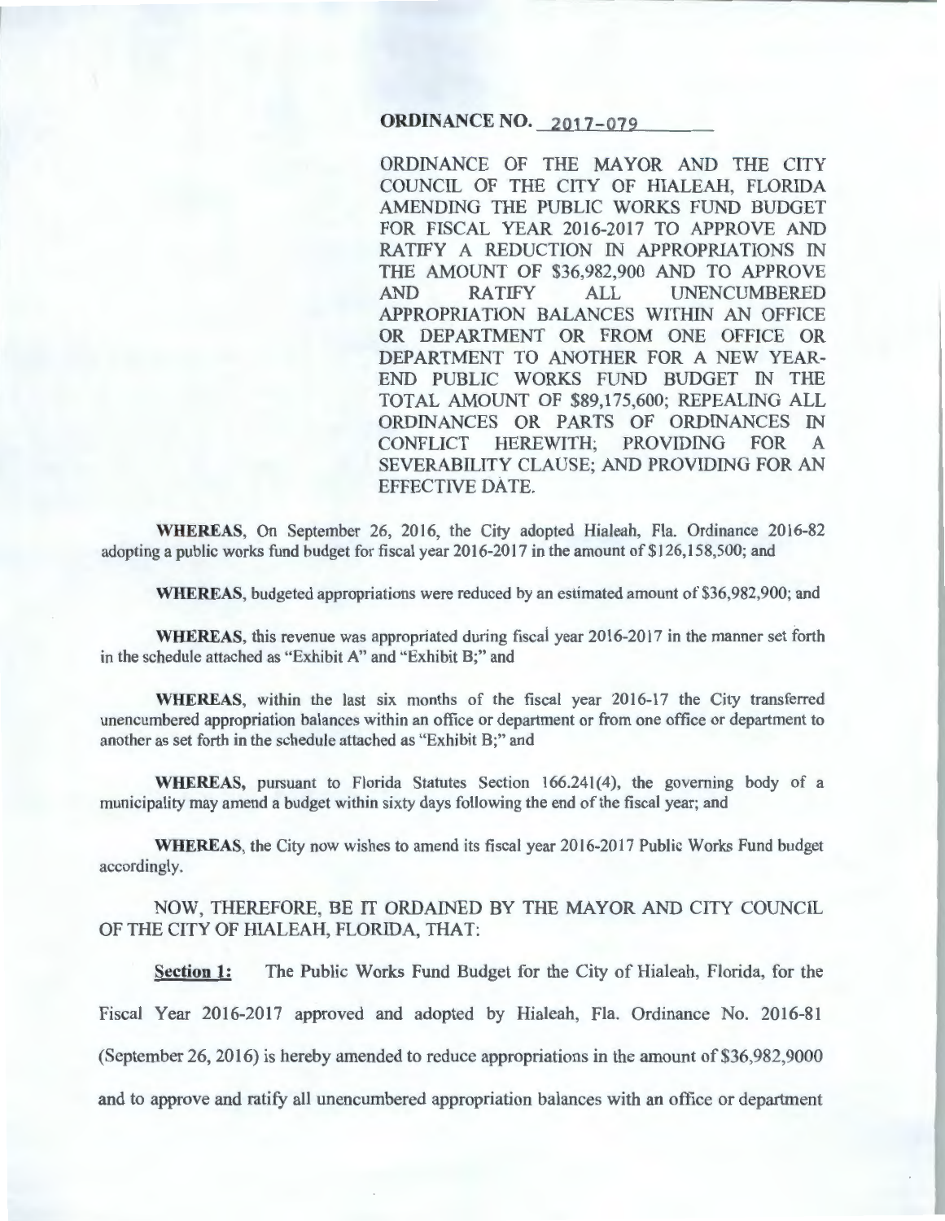**ORDINANCE NO. 2017-079**

ORDINANCE OF THE MAYOR AND THE CITY COUNCIL OF THE CITY OF HIALEAH, FLORIDA AMENDING THE PUBLIC WORKS FUND BUDGET FOR FISCAL YEAR 2016-2017 TO APPROVE AND RATIFY A REDUCTION IN APPROPRIATIONS IN THE AMOUNT OF $36,982,900 AND TO APPROVE AND RATIFY ALL UNENCUMBERED APPROPRIATION BALANCES WITHIN AN OFFICE OR DEPARTMENT OR FROM ONE OFFICE OR DEPARTMENT TO ANOTHER FOR A NEW YEAR-END PUBLIC WORKS FUND BUDGET IN THE TOTAL AMOUNT OF $89,175,600; REPEALING ALL ORDINANCES OR PARTS OF ORDINANCES IN CONFLICT HEREWITH; PROVIDING FOR A SEVERABILITY CLAUSE; AND PROVIDING FOR AN EFFECTIVE DATE.

**WHEREAS**, On September 26, 2016, the City adopted Hialeah, Fla. Ordinance 2016-82 adopting a public works fund budget for fiscal year 2016-2017 in the amount of $126,158,500; and

**WHEREAS**, budgeted appropriations were reduced by an estimated amount of $36,982,900; and

**WHEREAS**, this revenue was appropriated during fiscal year 2016-2017 in the manner set forth in the schedule attached as "Exhibit A" and "Exhibit B;" and

**WHEREAS**, within the last six months of the fiscal year 2016-17 the City transferred unencumbered appropriation balances within an office or department or from one office or department to another as set forth in the schedule attached as "Exhibit B;" and

**WHEREAS,** pursuant to Florida Statutes Section 166.241(4), the governing body of a municipality may amend a budget within sixty days following the end of the fiscal year; and

**WHEREAS**, the City now wishes to amend its fiscal year 2016-2017 Public Works Fund budget accordingly.

NOW, THEREFORE, BE IT ORDAINED BY THE MAYOR AND CITY COUNCIL OF THE CITY OF HIALEAH, FLORIDA, THAT:

**Section 1:** The Public Works Fund Budget for the City of Hialeah, Florida, for the Fiscal Year 2016-2017 approved and adopted by Hialeah, Fla. Ordinance No. 2016-81 (September 26, 2016) is hereby amended to reduce appropriations in the amount of $36,982,9000 and to approve and ratify all unencumbered appropriation balances with an office or department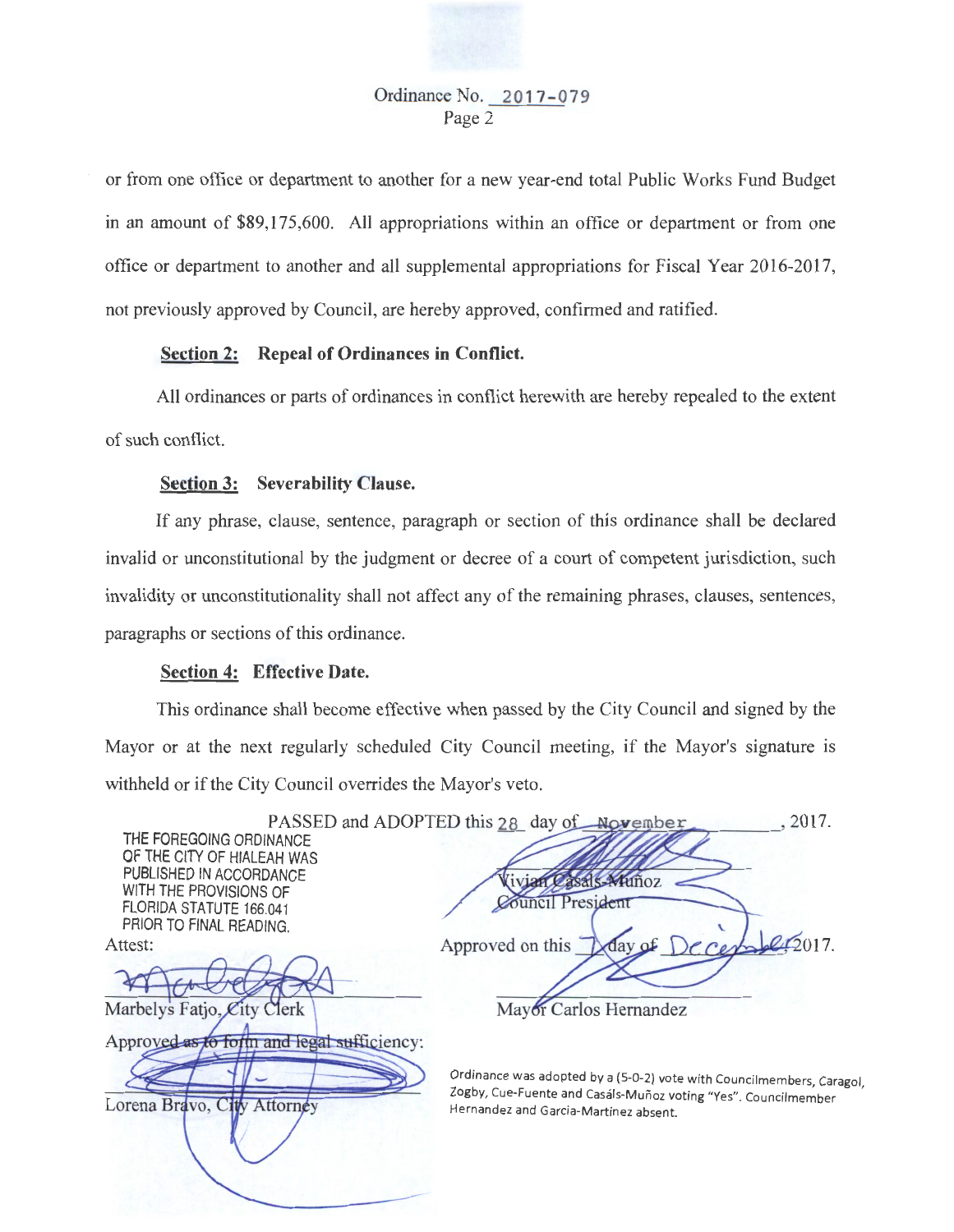Ordinance No. 2017-079
Page 2

or from one office or department to another for a new year-end total Public Works Fund Budget in an amount of $89,175,600. All appropriations within an office or department or from one office or department to another and all supplemental appropriations for Fiscal Year 2016-2017, not previously approved by Council, are hereby approved, confirmed and ratified.

**Section 2: Repeal of Ordinances in Conflict.**

All ordinances or parts of ordinances in conflict herewith are hereby repealed to the extent of such conflict.

**Section 3: Severability Clause.**

If any phrase, clause, sentence, paragraph or section of this ordinance shall be declared invalid or unconstitutional by the judgment or decree of a court of competent jurisdiction, such invalidity or unconstitutionality shall not affect any of the remaining phrases, clauses, sentences, paragraphs or sections of this ordinance.

**Section 4: Effective Date.**

This ordinance shall become effective when passed by the City Council and signed by the Mayor or at the next regularly scheduled City Council meeting, if the Mayor's signature is withheld or if the City Council overrides the Mayor's veto.

PASSED and ADOPTED this 28 day of November, 2017.

THE FOREGOING ORDINANCE OF THE CITY OF HIALEAH WAS PUBLISHED IN ACCORDANCE WITH THE PROVISIONS OF FLORIDA STATUTE 166.041 PRIOR TO FINAL READING.

Vivian Casáls-Muñoz
Council President

Attest:

Approved on this 7 day of December 2017.

Marbelys Fatjo, City Clerk

Mayor Carlos Hernandez

Approved as to form and legal sufficiency:

Lorena Bravo, City Attorney

Ordinance was adopted by a (5-0-2) vote with Councilmembers, Caragol, Zogby, Cue-Fuente and Casáls-Muñoz voting "Yes". Councilmember Hernandez and Garcia-Martinez absent.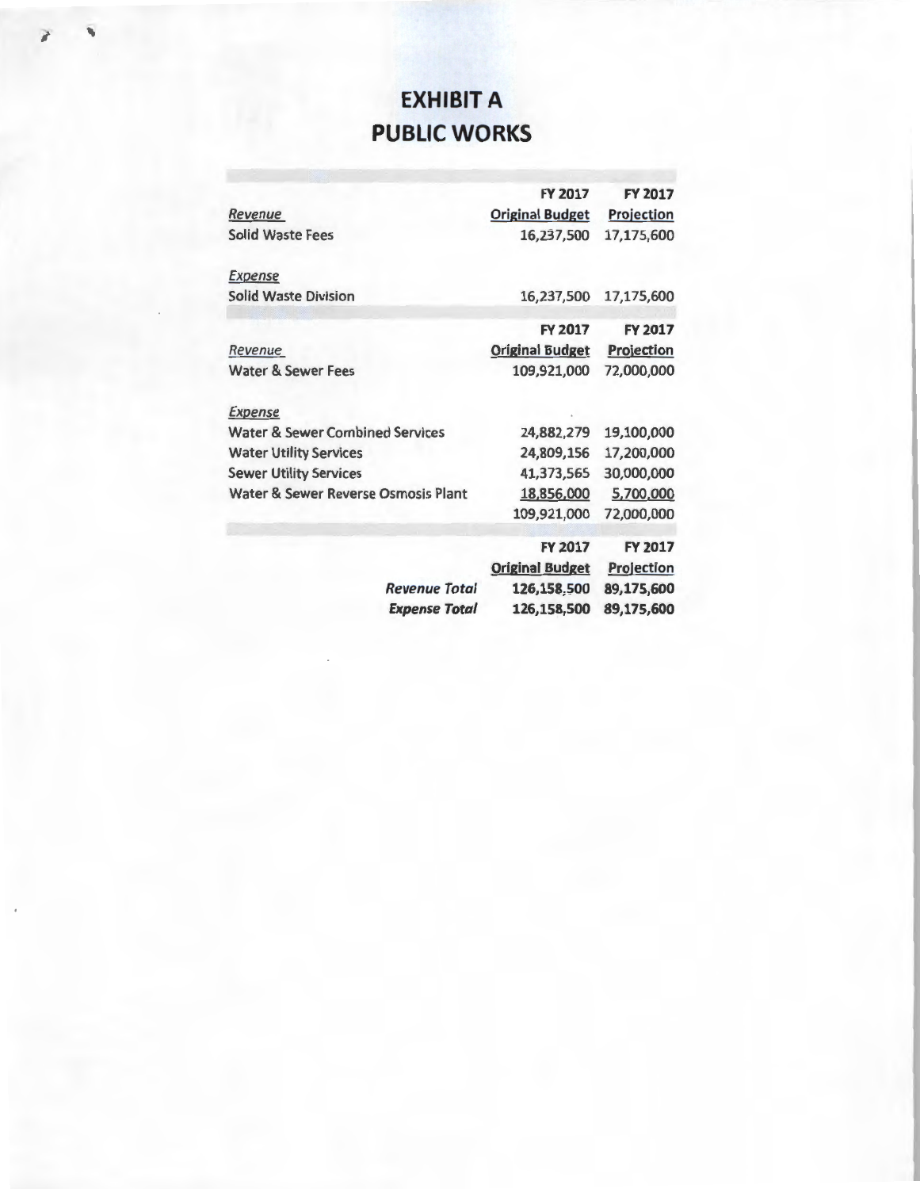# EXHIBIT A
# PUBLIC WORKS

| | FY 2017 Original Budget | FY 2017 Projection |
|---|---|---|
| *Revenue* | | |
| Solid Waste Fees | 16,237,500 | 17,175,600 |
| *Expense* | | |
| Solid Waste Division | 16,237,500 | 17,175,600 |

| | FY 2017 Original Budget | FY 2017 Projection |
|---|---|---|
| *Revenue* | | |
| Water & Sewer Fees | 109,921,000 | 72,000,000 |
| *Expense* | | |
| Water & Sewer Combined Services | 24,882,279 | 19,100,000 |
| Water Utility Services | 24,809,156 | 17,200,000 |
| Sewer Utility Services | 41,373,565 | 30,000,000 |
| Water & Sewer Reverse Osmosis Plant | 18,856,000 | 5,700,000 |
| | 109,921,000 | 72,000,000 |

| | FY 2017 Original Budget | FY 2017 Projection |
|---|---|---|
| ***Revenue Total*** | **126,158,500** | **89,175,600** |
| ***Expense Total*** | **126,158,500** | **89,175,600** |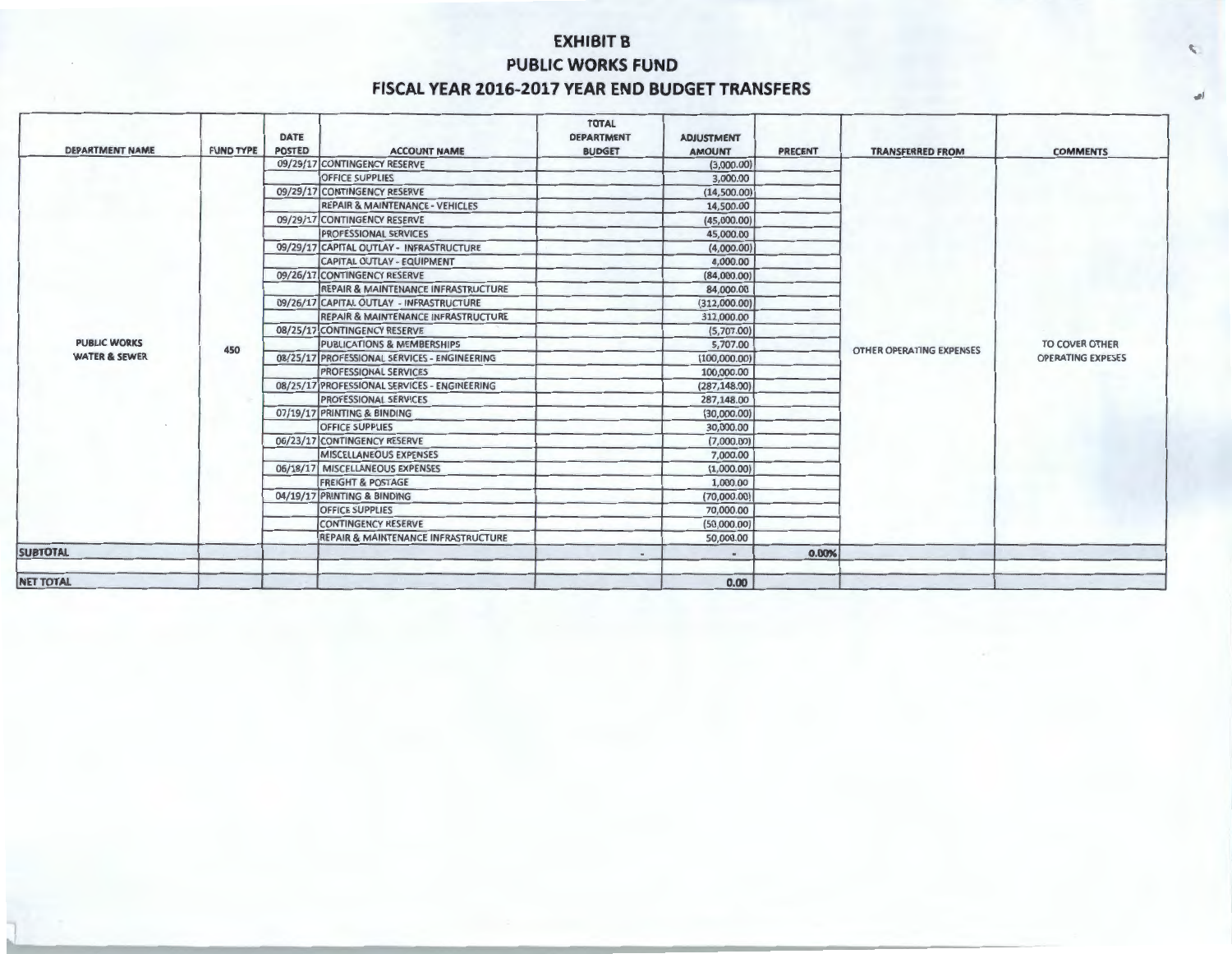# EXHIBIT B
## PUBLIC WORKS FUND
### FISCAL YEAR 2016-2017 YEAR END BUDGET TRANSFERS

| DEPARTMENT NAME | FUND TYPE | DATE POSTED | ACCOUNT NAME | TOTAL DEPARTMENT BUDGET | ADJUSTMENT AMOUNT | PRECENT | TRANSFERRED FROM | COMMENTS |
|---|---|---|---|---|---|---|---|---|
| PUBLIC WORKS WATER & SEWER | 450 | 09/29/17 | CONTINGENCY RESERVE | | (3,000.00) | | OTHER OPERATING EXPENSES | TO COVER OTHER OPERATING EXPESES |
| | | | OFFICE SUPPLIES | | 3,000.00 | | | |
| | | 09/29/17 | CONTINGENCY RESERVE | | (14,500.00) | | | |
| | | | REPAIR & MAINTENANCE - VEHICLES | | 14,500.00 | | | |
| | | 09/29/17 | CONTINGENCY RESERVE | | (45,000.00) | | | |
| | | | PROFESSIONAL SERVICES | | 45,000.00 | | | |
| | | 09/29/17 | CAPITAL OUTLAY - INFRASTRUCTURE | | (4,000.00) | | | |
| | | | CAPITAL OUTLAY - EQUIPMENT | | 4,000.00 | | | |
| | | 09/26/17 | CONTINGENCY RESERVE | | (84,000.00) | | | |
| | | | REPAIR & MAINTENANCE INFRASTRUCTURE | | 84,000.00 | | | |
| | | 09/26/17 | CAPITAL OUTLAY - INFRASTRUCTURE | | (312,000.00) | | | |
| | | | REPAIR & MAINTENANCE INFRASTRUCTURE | | 312,000.00 | | | |
| | | 08/25/17 | CONTINGENCY RESERVE | | (5,707.00) | | | |
| | | | PUBLICATIONS & MEMBERSHIPS | | 5,707.00 | | | |
| | | 08/25/17 | PROFESSIONAL SERVICES - ENGINEERING | | (100,000.00) | | | |
| | | | PROFESSIONAL SERVICES | | 100,000.00 | | | |
| | | 08/25/17 | PROFESSIONAL SERVICES - ENGINEERING | | (287,148.00) | | | |
| | | | PROFESSIONAL SERVICES | | 287,148.00 | | | |
| | | 07/19/17 | PRINTING & BINDING | | (30,000.00) | | | |
| | | | OFFICE SUPPLIES | | 30,000.00 | | | |
| | | 06/23/17 | CONTINGENCY RESERVE | | (7,000.00) | | | |
| | | | MISCELLANEOUS EXPENSES | | 7,000.00 | | | |
| | | 06/18/17 | MISCELLANEOUS EXPENSES | | (1,000.00) | | | |
| | | | FREIGHT & POSTAGE | | 1,000.00 | | | |
| | | 04/19/17 | PRINTING & BINDING | | (70,000.00) | | | |
| | | | OFFICE SUPPLIES | | 70,000.00 | | | |
| | | | CONTINGENCY RESERVE | | (50,000.00) | | | |
| | | | REPAIR & MAINTENANCE INFRASTRUCTURE | | 50,000.00 | | | |
| SUBTOTAL | | | | - | - | 0.00% | | |
| | | | | | | | | |
| NET TOTAL | | | | | 0.00 | | | |